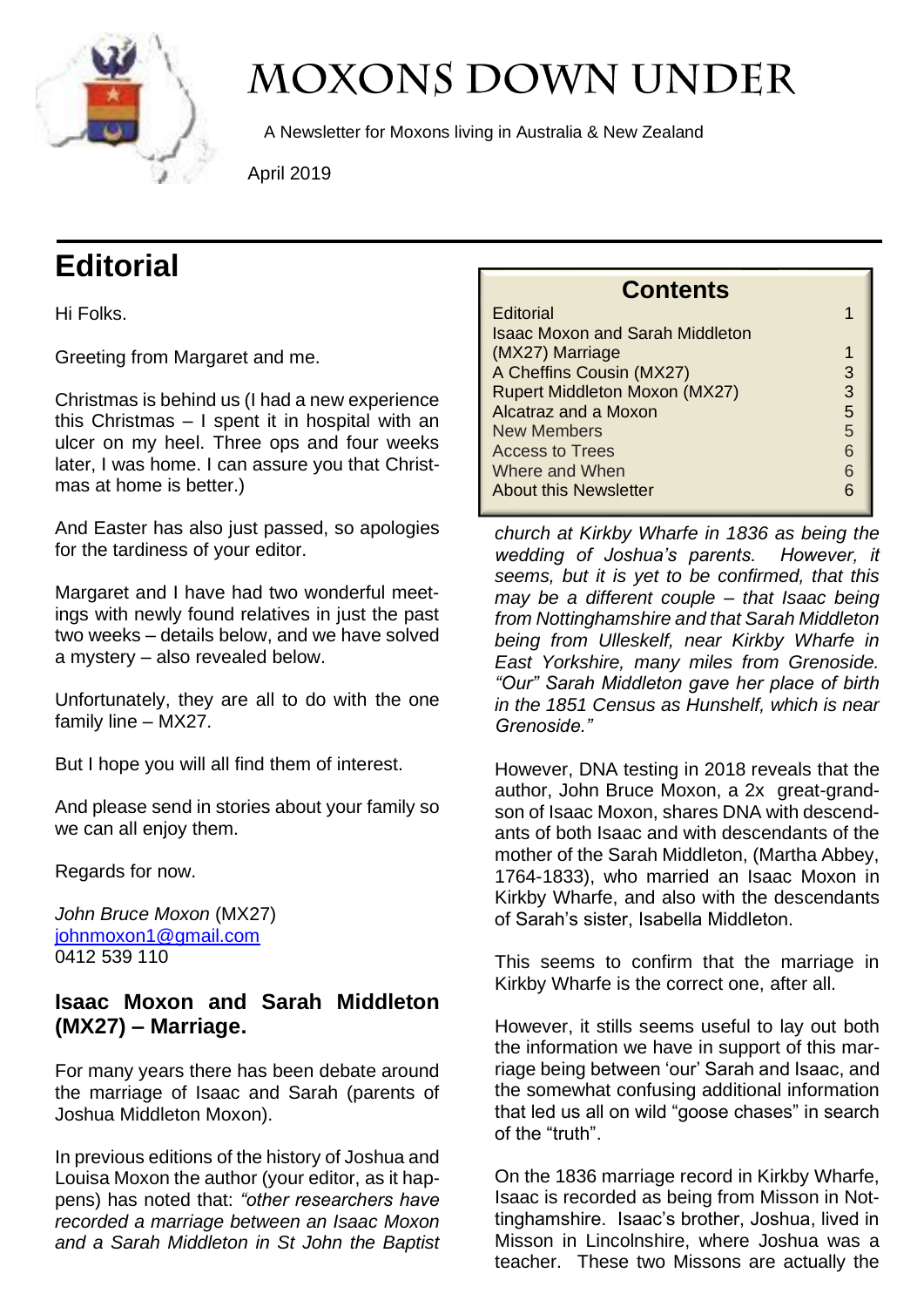# MOXONS DOWN UNDER

A Newsletter for Moxons living in Australia & New Zealand

April 2019

## Editorial

Hi Folks.

Greeting from Margaret and me.

Christmas is behind us (I had a new experience this Christmas – I spent it in hospital with an ulcer on my heel. Three ops and four weeks later, I was home. I can assure you that Christmas at home is better.)

And Easter has also just passed, so apologies for the tardiness of your editor.

Margaret and I have had two wonderful meetings with newly found relatives in just the past two weeks – details below, and we have solved a mystery – also revealed below.

Unfortunately, they are all to do with the one family line – MX27.

But I hope you will all find them of interest.

And please send in stories about your family so we can all enjoy them.

Regards for now.

*John Bruce Moxon* (MX27)
johnmoxon1@gmail.com
0412 539 110

| Contents | |
|---|---|
| Editorial | 1 |
| Isaac Moxon and Sarah Middleton (MX27) Marriage | 1 |
| A Cheffins Cousin (MX27) | 3 |
| Rupert Middleton Moxon (MX27) | 3 |
| Alcatraz and a Moxon | 5 |
| New Members | 5 |
| Access to Trees | 6 |
| Where and When | 6 |
| About this Newsletter | 6 |

### Isaac Moxon and Sarah Middleton (MX27) – Marriage.

For many years there has been debate around the marriage of Isaac and Sarah (parents of Joshua Middleton Moxon).

In previous editions of the history of Joshua and Louisa Moxon the author (your editor, as it happens) has noted that: *"other researchers have recorded a marriage between an Isaac Moxon and a Sarah Middleton in St John the Baptist church at Kirkby Wharfe in 1836 as being the wedding of Joshua's parents. However, it seems, but it is yet to be confirmed, that this may be a different couple – that Isaac being from Nottinghamshire and that Sarah Middleton being from Ulleskelf, near Kirkby Wharfe in East Yorkshire, many miles from Grenoside. "Our" Sarah Middleton gave her place of birth in the 1851 Census as Hunshelf, which is near Grenoside."*

However, DNA testing in 2018 reveals that the author, John Bruce Moxon, a 2x great-grandson of Isaac Moxon, shares DNA with descendants of both Isaac and with descendants of the mother of the Sarah Middleton, (Martha Abbey, 1764-1833), who married an Isaac Moxon in Kirkby Wharfe, and also with the descendants of Sarah's sister, Isabella Middleton.

This seems to confirm that the marriage in Kirkby Wharfe is the correct one, after all.

However, it stills seems useful to lay out both the information we have in support of this marriage being between 'our' Sarah and Isaac, and the somewhat confusing additional information that led us all on wild "goose chases" in search of the "truth".

On the 1836 marriage record in Kirkby Wharfe, Isaac is recorded as being from Misson in Nottinghamshire. Isaac's brother, Joshua, lived in Misson in Lincolnshire, where Joshua was a teacher. These two Missons are actually the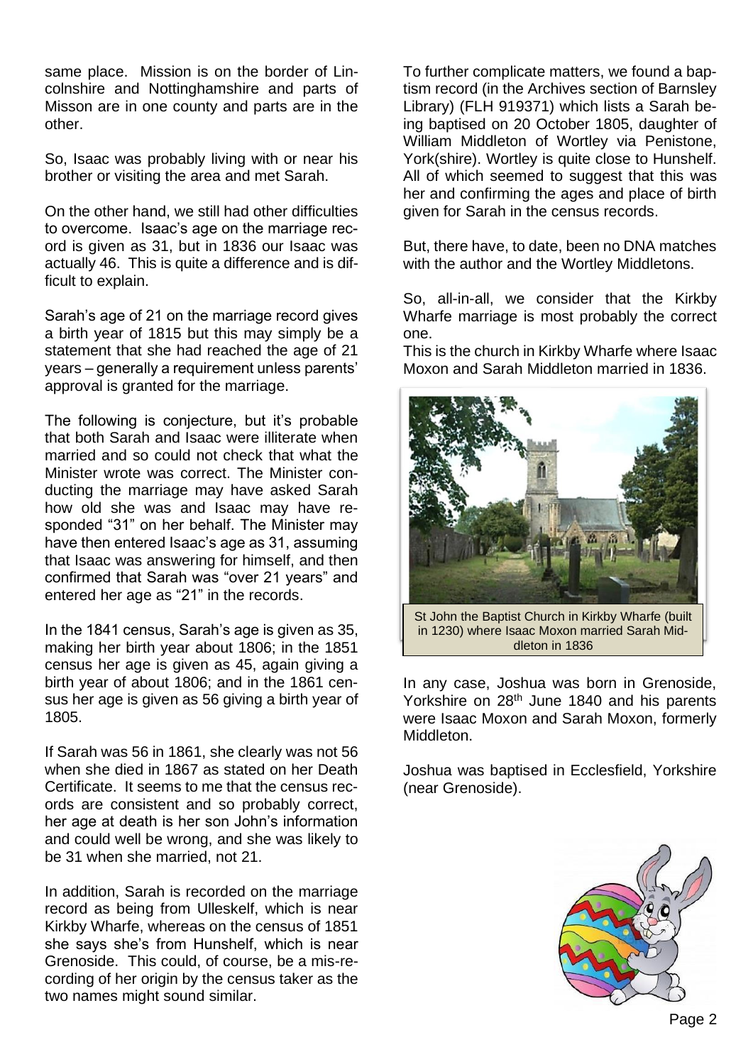same place. Mission is on the border of Lincolnshire and Nottinghamshire and parts of Misson are in one county and parts are in the other.

So, Isaac was probably living with or near his brother or visiting the area and met Sarah.

On the other hand, we still had other difficulties to overcome. Isaac's age on the marriage record is given as 31, but in 1836 our Isaac was actually 46. This is quite a difference and is difficult to explain.

Sarah's age of 21 on the marriage record gives a birth year of 1815 but this may simply be a statement that she had reached the age of 21 years – generally a requirement unless parents' approval is granted for the marriage.

The following is conjecture, but it's probable that both Sarah and Isaac were illiterate when married and so could not check that what the Minister wrote was correct. The Minister conducting the marriage may have asked Sarah how old she was and Isaac may have responded "31" on her behalf. The Minister may have then entered Isaac's age as 31, assuming that Isaac was answering for himself, and then confirmed that Sarah was "over 21 years" and entered her age as "21" in the records.

In the 1841 census, Sarah's age is given as 35, making her birth year about 1806; in the 1851 census her age is given as 45, again giving a birth year of about 1806; and in the 1861 census her age is given as 56 giving a birth year of 1805.

If Sarah was 56 in 1861, she clearly was not 56 when she died in 1867 as stated on her Death Certificate. It seems to me that the census records are consistent and so probably correct, her age at death is her son John's information and could well be wrong, and she was likely to be 31 when she married, not 21.

In addition, Sarah is recorded on the marriage record as being from Ulleskelf, which is near Kirkby Wharfe, whereas on the census of 1851 she says she's from Hunshelf, which is near Grenoside. This could, of course, be a mis-recording of her origin by the census taker as the two names might sound similar.

To further complicate matters, we found a baptism record (in the Archives section of Barnsley Library) (FLH 919371) which lists a Sarah being baptised on 20 October 1805, daughter of William Middleton of Wortley via Penistone, York(shire). Wortley is quite close to Hunshelf. All of which seemed to suggest that this was her and confirming the ages and place of birth given for Sarah in the census records.

But, there have, to date, been no DNA matches with the author and the Wortley Middletons.

So, all-in-all, we consider that the Kirkby Wharfe marriage is most probably the correct one.

This is the church in Kirkby Wharfe where Isaac Moxon and Sarah Middleton married in 1836.

St John the Baptist Church in Kirkby Wharfe (built in 1230) where Isaac Moxon married Sarah Middleton in 1836

In any case, Joshua was born in Grenoside, Yorkshire on 28th June 1840 and his parents were Isaac Moxon and Sarah Moxon, formerly Middleton.

Joshua was baptised in Ecclesfield, Yorkshire (near Grenoside).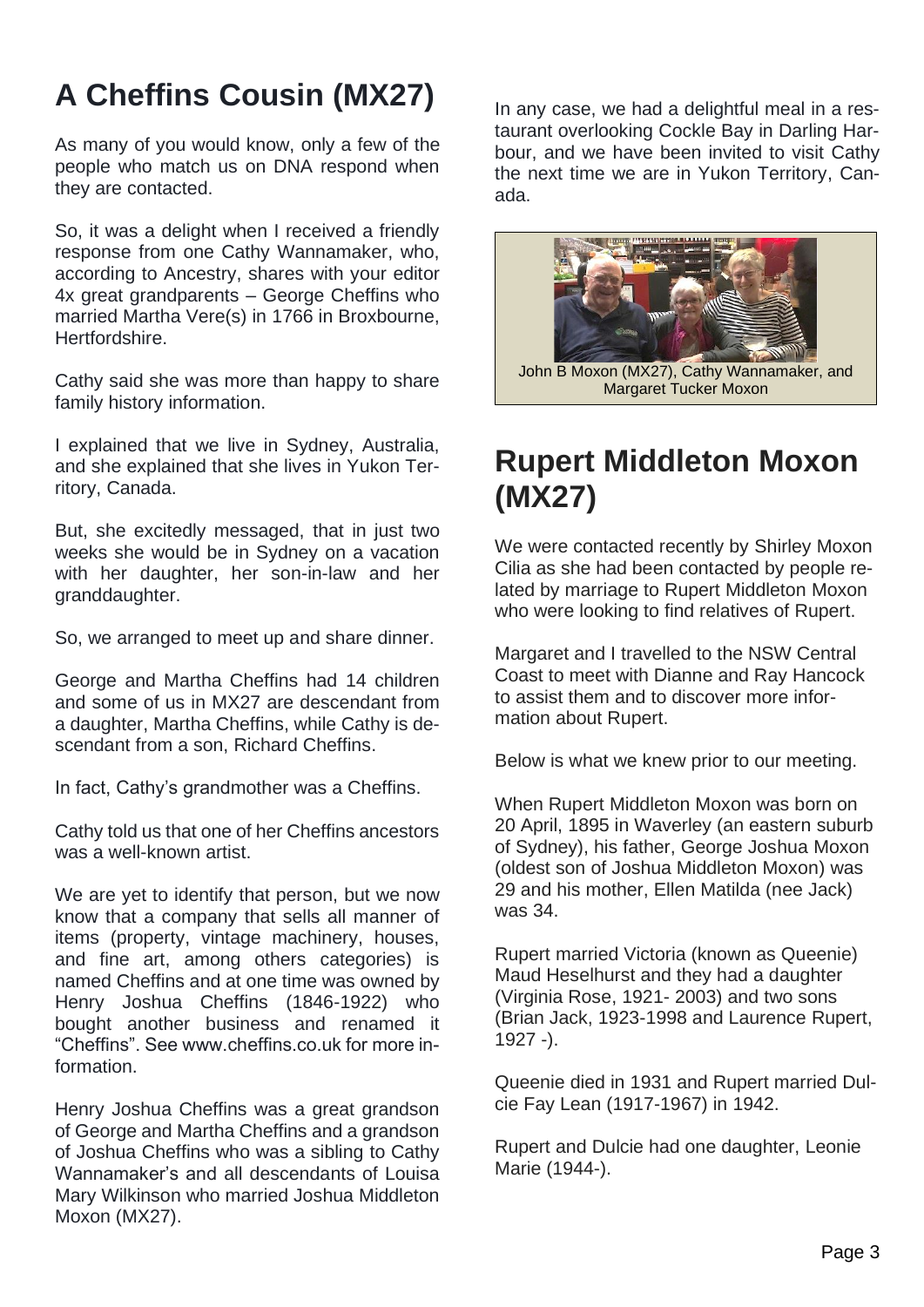# A Cheffins Cousin (MX27)

As many of you would know, only a few of the people who match us on DNA respond when they are contacted.

So, it was a delight when I received a friendly response from one Cathy Wannamaker, who, according to Ancestry, shares with your editor 4x great grandparents – George Cheffins who married Martha Vere(s) in 1766 in Broxbourne, Hertfordshire.

Cathy said she was more than happy to share family history information.

I explained that we live in Sydney, Australia, and she explained that she lives in Yukon Territory, Canada.

But, she excitedly messaged, that in just two weeks she would be in Sydney on a vacation with her daughter, her son-in-law and her granddaughter.

So, we arranged to meet up and share dinner.

George and Martha Cheffins had 14 children and some of us in MX27 are descendant from a daughter, Martha Cheffins, while Cathy is descendant from a son, Richard Cheffins.

In fact, Cathy's grandmother was a Cheffins.

Cathy told us that one of her Cheffins ancestors was a well-known artist.

We are yet to identify that person, but we now know that a company that sells all manner of items (property, vintage machinery, houses, and fine art, among others categories) is named Cheffins and at one time was owned by Henry Joshua Cheffins (1846-1922) who bought another business and renamed it "Cheffins". See www.cheffins.co.uk for more information.

Henry Joshua Cheffins was a great grandson of George and Martha Cheffins and a grandson of Joshua Cheffins who was a sibling to Cathy Wannamaker's and all descendants of Louisa Mary Wilkinson who married Joshua Middleton Moxon (MX27).

In any case, we had a delightful meal in a restaurant overlooking Cockle Bay in Darling Harbour, and we have been invited to visit Cathy the next time we are in Yukon Territory, Canada.

John B Moxon (MX27), Cathy Wannamaker, and Margaret Tucker Moxon

# Rupert Middleton Moxon (MX27)

We were contacted recently by Shirley Moxon Cilia as she had been contacted by people related by marriage to Rupert Middleton Moxon who were looking to find relatives of Rupert.

Margaret and I travelled to the NSW Central Coast to meet with Dianne and Ray Hancock to assist them and to discover more information about Rupert.

Below is what we knew prior to our meeting.

When Rupert Middleton Moxon was born on 20 April, 1895 in Waverley (an eastern suburb of Sydney), his father, George Joshua Moxon (oldest son of Joshua Middleton Moxon) was 29 and his mother, Ellen Matilda (nee Jack) was 34.

Rupert married Victoria (known as Queenie) Maud Heselhurst and they had a daughter (Virginia Rose, 1921- 2003) and two sons (Brian Jack, 1923-1998 and Laurence Rupert, 1927 -).

Queenie died in 1931 and Rupert married Dulcie Fay Lean (1917-1967) in 1942.

Rupert and Dulcie had one daughter, Leonie Marie (1944-).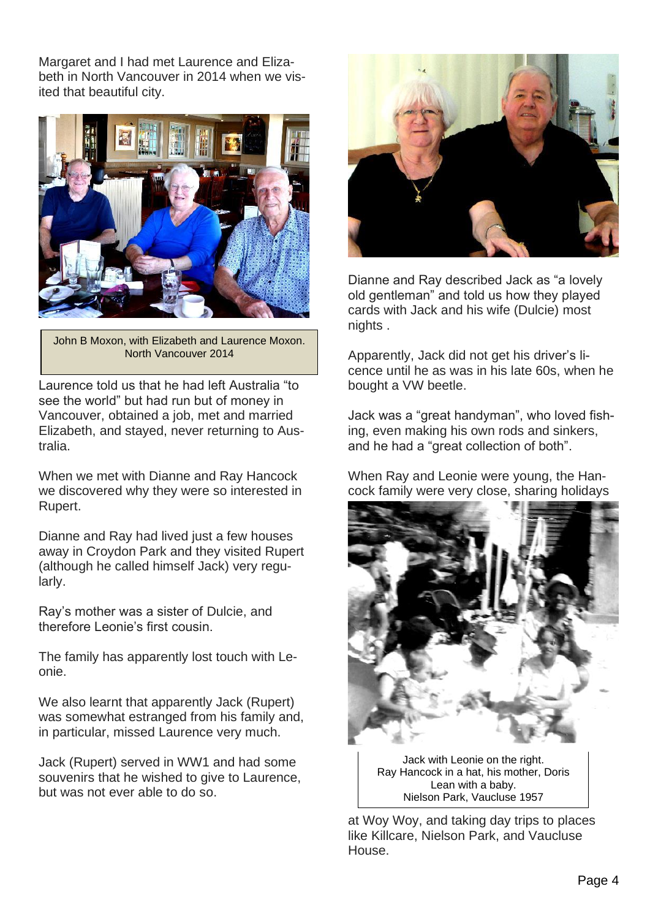Margaret and I had met Laurence and Elizabeth in North Vancouver in 2014 when we visited that beautiful city.

John B Moxon, with Elizabeth and Laurence Moxon. North Vancouver 2014

Laurence told us that he had left Australia "to see the world" but had run but of money in Vancouver, obtained a job, met and married Elizabeth, and stayed, never returning to Australia.

When we met with Dianne and Ray Hancock we discovered why they were so interested in Rupert.

Dianne and Ray had lived just a few houses away in Croydon Park and they visited Rupert (although he called himself Jack) very regularly.

Ray's mother was a sister of Dulcie, and therefore Leonie's first cousin.

The family has apparently lost touch with Leonie.

We also learnt that apparently Jack (Rupert) was somewhat estranged from his family and, in particular, missed Laurence very much.

Jack (Rupert) served in WW1 and had some souvenirs that he wished to give to Laurence, but was not ever able to do so.

Dianne and Ray described Jack as "a lovely old gentleman" and told us how they played cards with Jack and his wife (Dulcie) most nights .

Apparently, Jack did not get his driver's licence until he as was in his late 60s, when he bought a VW beetle.

Jack was a "great handyman", who loved fishing, even making his own rods and sinkers, and he had a "great collection of both".

When Ray and Leonie were young, the Hancock family were very close, sharing holidays at Woy Woy, and taking day trips to places like Killcare, Nielson Park, and Vaucluse House.

Jack with Leonie on the right.
Ray Hancock in a hat, his mother, Doris Lean with a baby.
Nielson Park, Vaucluse 1957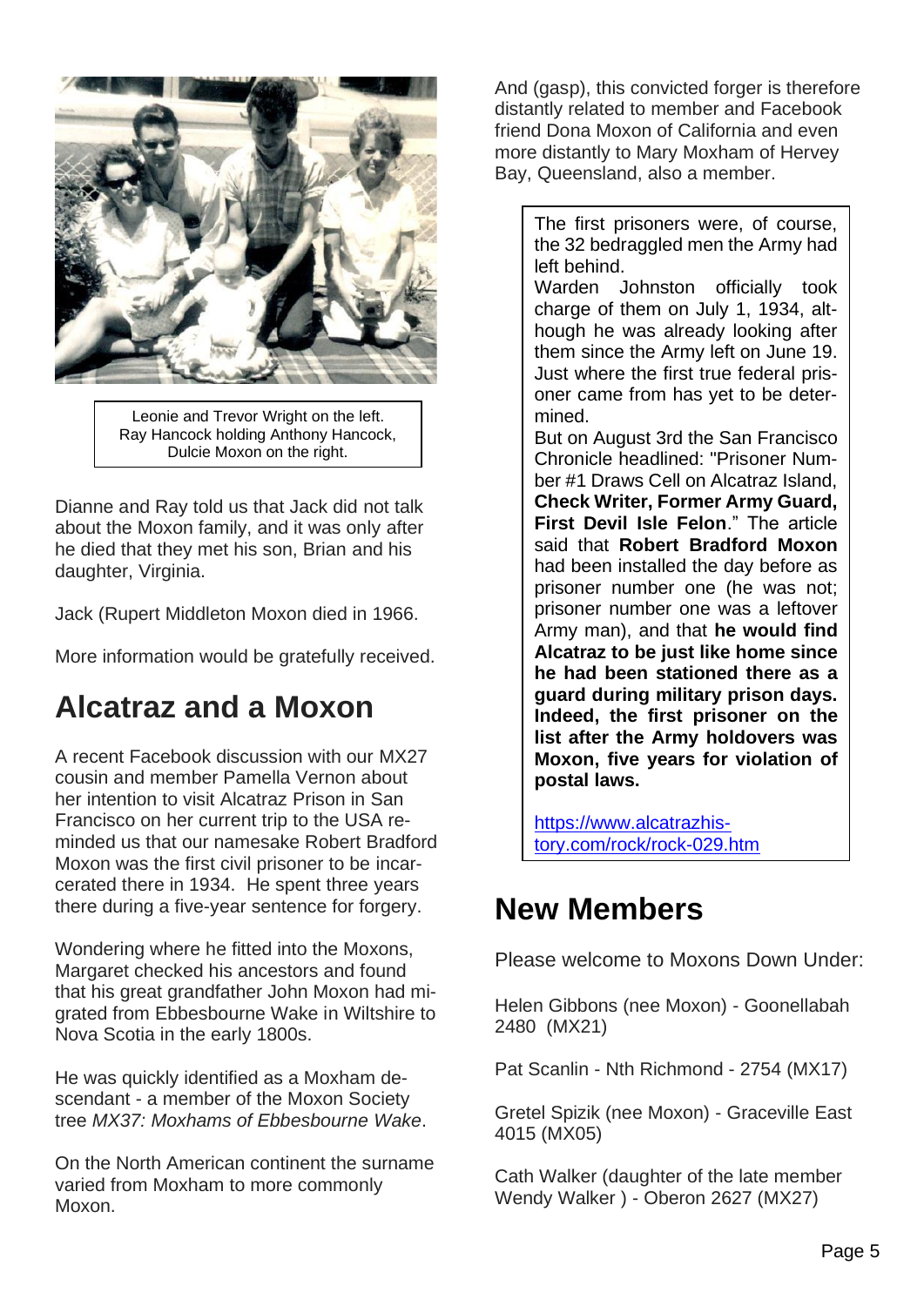Leonie and Trevor Wright on the left.
Ray Hancock holding Anthony Hancock,
Dulcie Moxon on the right.

Dianne and Ray told us that Jack did not talk about the Moxon family, and it was only after he died that they met his son, Brian and his daughter, Virginia.

Jack (Rupert Middleton Moxon died in 1966.

More information would be gratefully received.

## Alcatraz and a Moxon

A recent Facebook discussion with our MX27 cousin and member Pamella Vernon about her intention to visit Alcatraz Prison in San Francisco on her current trip to the USA reminded us that our namesake Robert Bradford Moxon was the first civil prisoner to be incarcerated there in 1934. He spent three years there during a five-year sentence for forgery.

Wondering where he fitted into the Moxons, Margaret checked his ancestors and found that his great grandfather John Moxon had migrated from Ebbesbourne Wake in Wiltshire to Nova Scotia in the early 1800s.

He was quickly identified as a Moxham descendant - a member of the Moxon Society tree *MX37: Moxhams of Ebbesbourne Wake*.

On the North American continent the surname varied from Moxham to more commonly Moxon.

And (gasp), this convicted forger is therefore distantly related to member and Facebook friend Dona Moxon of California and even more distantly to Mary Moxham of Hervey Bay, Queensland, also a member.

> The first prisoners were, of course, the 32 bedraggled men the Army had left behind.
> Warden Johnston officially took charge of them on July 1, 1934, although he was already looking after them since the Army left on June 19. Just where the first true federal prisoner came from has yet to be determined.
> But on August 3rd the San Francisco Chronicle headlined: "Prisoner Number #1 Draws Cell on Alcatraz Island, **Check Writer, Former Army Guard, First Devil Isle Felon**." The article said that **Robert Bradford Moxon** had been installed the day before as prisoner number one (he was not; prisoner number one was a leftover Army man), and that **he would find Alcatraz to be just like home since he had been stationed there as a guard during military prison days. Indeed, the first prisoner on the list after the Army holdovers was Moxon, five years for violation of postal laws.**
>
> https://www.alcatrazhistory.com/rock/rock-029.htm

## New Members

Please welcome to Moxons Down Under:

Helen Gibbons (nee Moxon) - Goonellabah 2480 (MX21)

Pat Scanlin - Nth Richmond - 2754 (MX17)

Gretel Spizik (nee Moxon) - Graceville East 4015 (MX05)

Cath Walker (daughter of the late member Wendy Walker ) - Oberon 2627 (MX27)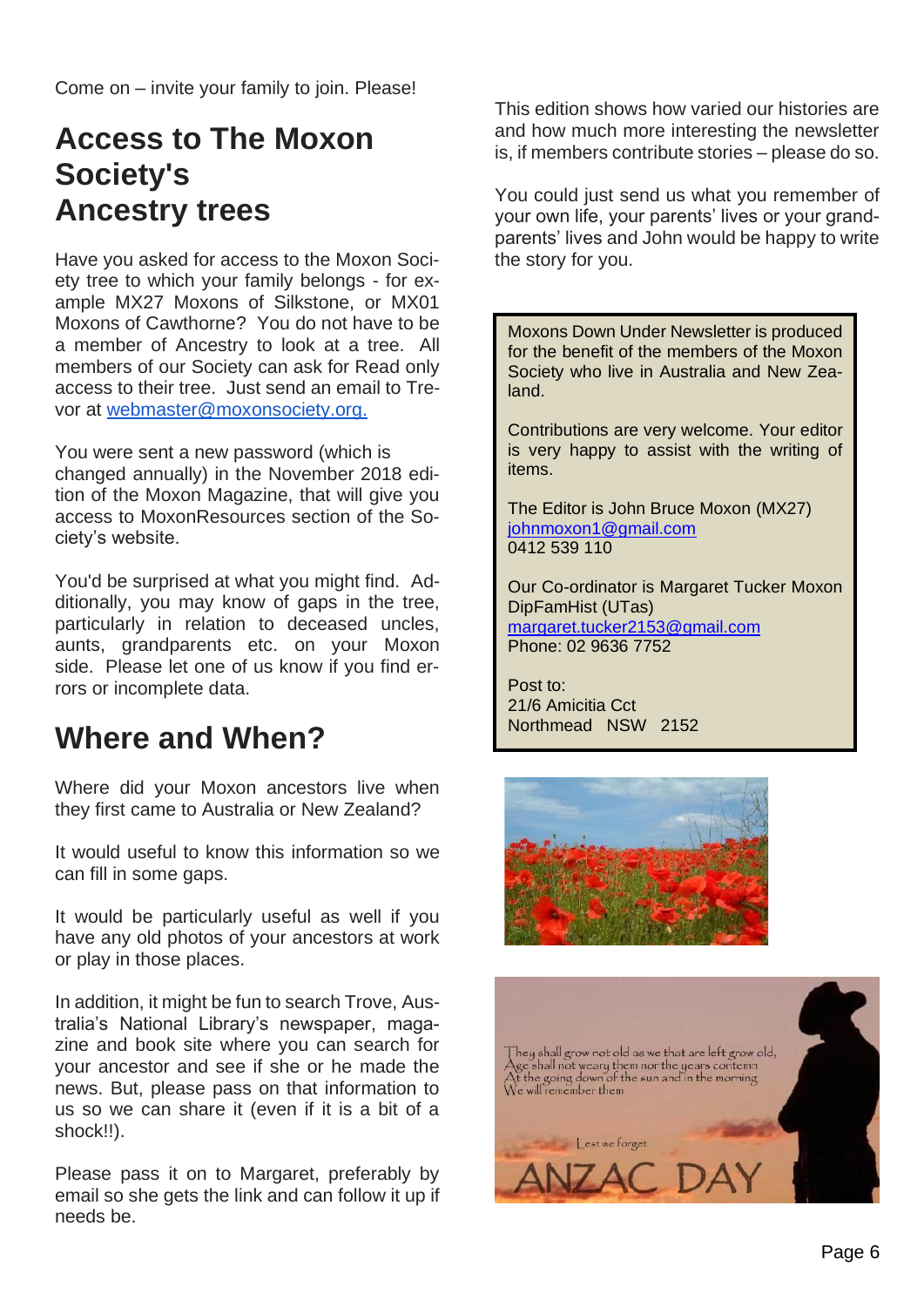Come on – invite your family to join. Please!

## Access to The Moxon Society's Ancestry trees

Have you asked for access to the Moxon Society tree to which your family belongs - for example MX27 Moxons of Silkstone, or MX01 Moxons of Cawthorne? You do not have to be a member of Ancestry to look at a tree. All members of our Society can ask for Read only access to their tree. Just send an email to Trevor at webmaster@moxonsociety.org.

You were sent a new password (which is changed annually) in the November 2018 edition of the Moxon Magazine, that will give you access to MoxonResources section of the Society's website.

You'd be surprised at what you might find. Additionally, you may know of gaps in the tree, particularly in relation to deceased uncles, aunts, grandparents etc. on your Moxon side. Please let one of us know if you find errors or incomplete data.

## Where and When?

Where did your Moxon ancestors live when they first came to Australia or New Zealand?

It would useful to know this information so we can fill in some gaps.

It would be particularly useful as well if you have any old photos of your ancestors at work or play in those places.

In addition, it might be fun to search Trove, Australia's National Library's newspaper, magazine and book site where you can search for your ancestor and see if she or he made the news. But, please pass on that information to us so we can share it (even if it is a bit of a shock!!).

Please pass it on to Margaret, preferably by email so she gets the link and can follow it up if needs be.

This edition shows how varied our histories are and how much more interesting the newsletter is, if members contribute stories – please do so.

You could just send us what you remember of your own life, your parents' lives or your grandparents' lives and John would be happy to write the story for you.

---

Moxons Down Under Newsletter is produced for the benefit of the members of the Moxon Society who live in Australia and New Zealand.

Contributions are very welcome. Your editor is very happy to assist with the writing of items.

The Editor is John Bruce Moxon (MX27)
johnmoxon1@gmail.com
0412 539 110

Our Co-ordinator is Margaret Tucker Moxon DipFamHist (UTas)
margaret.tucker2153@gmail.com
Phone: 02 9636 7752

Post to:
21/6 Amicitia Cct
Northmead NSW 2152

---

They shall grow not old as we that are left grow old,
Age shall not weary them nor the years contemn
At the going down of the sun and in the morning
We will remember them

Lest we forget

ANZAC DAY